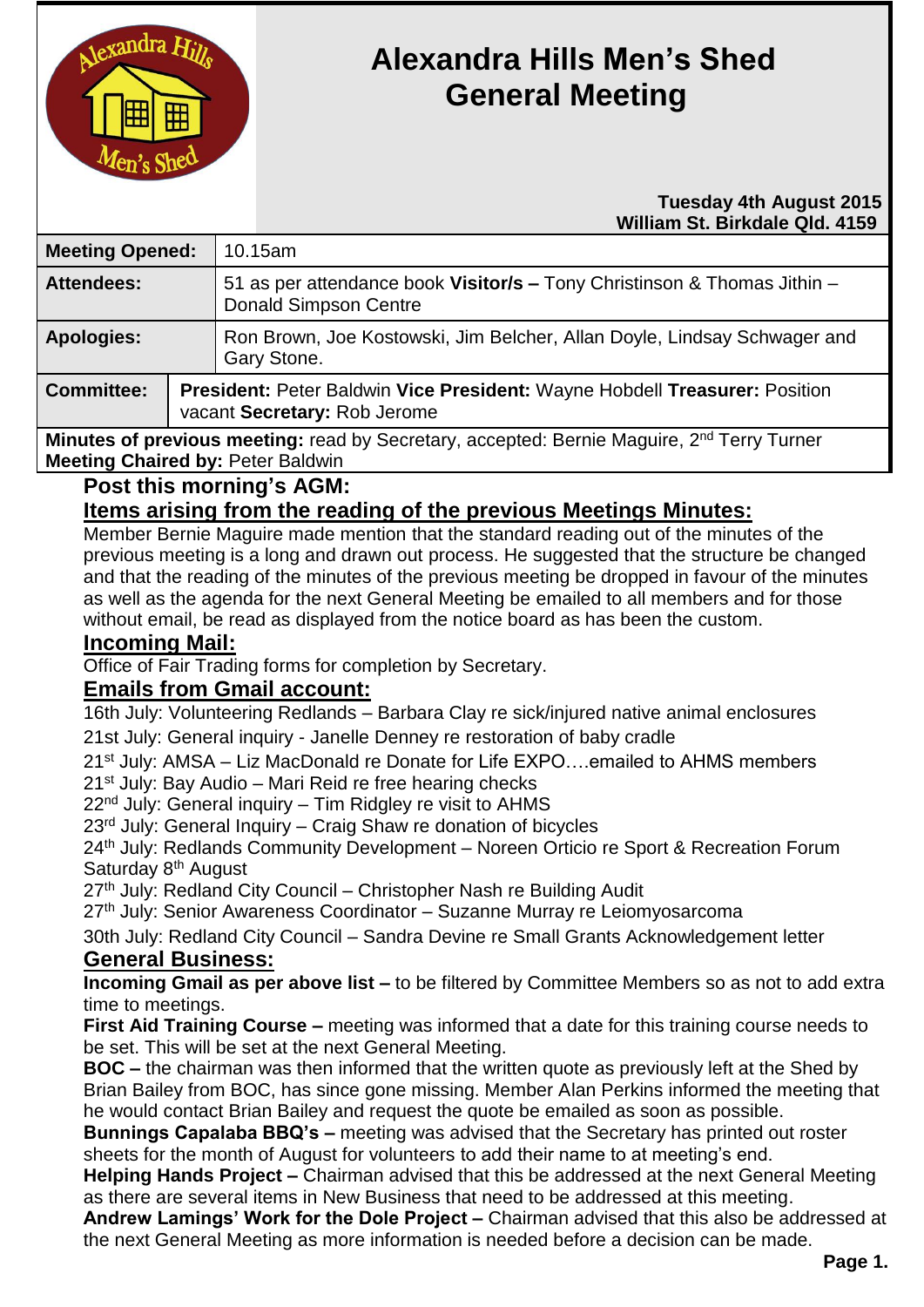# Alexandra Hills Men's Shed General Meeting

**Tuesday 4th August 2015**
**William St. Birkdale Qld. 4159**

| | |
|---|---|
| **Meeting Opened:** | 10.15am |
| **Attendees:** | 51 as per attendance book **Visitor/s –** Tony Christinson & Thomas Jithin – Donald Simpson Centre |
| **Apologies:** | Ron Brown, Joe Kostowski, Jim Belcher, Allan Doyle, Lindsay Schwager and Gary Stone. |
| **Committee:** | **President:** Peter Baldwin **Vice President:** Wayne Hobdell **Treasurer:** Position vacant **Secretary:** Rob Jerome |

**Minutes of previous meeting:** read by Secretary, accepted: Bernie Maguire, 2nd Terry Turner
**Meeting Chaired by:** Peter Baldwin

## Post this morning's AGM:

## Items arising from the reading of the previous Meetings Minutes:

Member Bernie Maguire made mention that the standard reading out of the minutes of the previous meeting is a long and drawn out process. He suggested that the structure be changed and that the reading of the minutes of the previous meeting be dropped in favour of the minutes as well as the agenda for the next General Meeting be emailed to all members and for those without email, be read as displayed from the notice board as has been the custom.

## Incoming Mail:

Office of Fair Trading forms for completion by Secretary.

## Emails from Gmail account:

16th July: Volunteering Redlands – Barbara Clay re sick/injured native animal enclosures
21st July: General inquiry - Janelle Denney re restoration of baby cradle
21st July: AMSA – Liz MacDonald re Donate for Life EXPO….emailed to AHMS members
21st July: Bay Audio – Mari Reid re free hearing checks
22nd July: General inquiry – Tim Ridgley re visit to AHMS
23rd July: General Inquiry – Craig Shaw re donation of bicycles
24th July: Redlands Community Development – Noreen Orticio re Sport & Recreation Forum Saturday 8th August
27th July: Redland City Council – Christopher Nash re Building Audit
27th July: Senior Awareness Coordinator – Suzanne Murray re Leiomyosarcoma
30th July: Redland City Council – Sandra Devine re Small Grants Acknowledgement letter

## General Business:

**Incoming Gmail as per above list –** to be filtered by Committee Members so as not to add extra time to meetings.

**First Aid Training Course –** meeting was informed that a date for this training course needs to be set. This will be set at the next General Meeting.

**BOC –** the chairman was then informed that the written quote as previously left at the Shed by Brian Bailey from BOC, has since gone missing. Member Alan Perkins informed the meeting that he would contact Brian Bailey and request the quote be emailed as soon as possible.

**Bunnings Capalaba BBQ's –** meeting was advised that the Secretary has printed out roster sheets for the month of August for volunteers to add their name to at meeting's end.

**Helping Hands Project –** Chairman advised that this be addressed at the next General Meeting as there are several items in New Business that need to be addressed at this meeting.

**Andrew Lamings' Work for the Dole Project –** Chairman advised that this also be addressed at the next General Meeting as more information is needed before a decision can be made.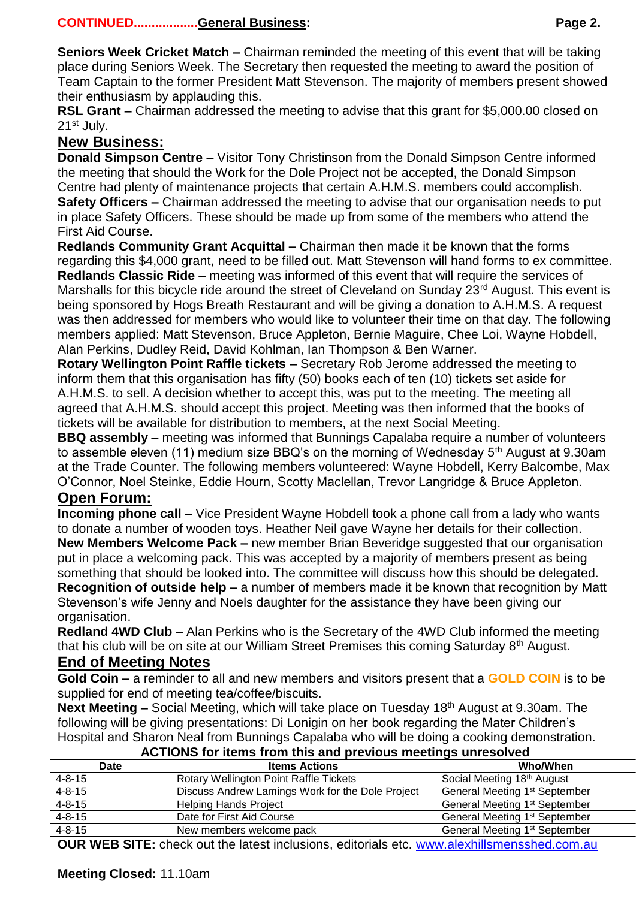**CONTINUED..................General Business:**

**Seniors Week Cricket Match –** Chairman reminded the meeting of this event that will be taking place during Seniors Week. The Secretary then requested the meeting to award the position of Team Captain to the former President Matt Stevenson. The majority of members present showed their enthusiasm by applauding this.

**RSL Grant –** Chairman addressed the meeting to advise that this grant for $5,000.00 closed on 21st July.

## New Business:

**Donald Simpson Centre –** Visitor Tony Christinson from the Donald Simpson Centre informed the meeting that should the Work for the Dole Project not be accepted, the Donald Simpson Centre had plenty of maintenance projects that certain A.H.M.S. members could accomplish.

**Safety Officers –** Chairman addressed the meeting to advise that our organisation needs to put in place Safety Officers. These should be made up from some of the members who attend the First Aid Course.

**Redlands Community Grant Acquittal –** Chairman then made it be known that the forms regarding this $4,000 grant, need to be filled out. Matt Stevenson will hand forms to ex committee.

**Redlands Classic Ride –** meeting was informed of this event that will require the services of Marshalls for this bicycle ride around the street of Cleveland on Sunday 23rd August. This event is being sponsored by Hogs Breath Restaurant and will be giving a donation to A.H.M.S. A request was then addressed for members who would like to volunteer their time on that day. The following members applied: Matt Stevenson, Bruce Appleton, Bernie Maguire, Chee Loi, Wayne Hobdell, Alan Perkins, Dudley Reid, David Kohlman, Ian Thompson & Ben Warner.

**Rotary Wellington Point Raffle tickets –** Secretary Rob Jerome addressed the meeting to inform them that this organisation has fifty (50) books each of ten (10) tickets set aside for A.H.M.S. to sell. A decision whether to accept this, was put to the meeting. The meeting all agreed that A.H.M.S. should accept this project. Meeting was then informed that the books of tickets will be available for distribution to members, at the next Social Meeting.

**BBQ assembly –** meeting was informed that Bunnings Capalaba require a number of volunteers to assemble eleven (11) medium size BBQ's on the morning of Wednesday 5th August at 9.30am at the Trade Counter. The following members volunteered: Wayne Hobdell, Kerry Balcombe, Max O'Connor, Noel Steinke, Eddie Hourn, Scotty Maclellan, Trevor Langridge & Bruce Appleton.

## Open Forum:

**Incoming phone call –** Vice President Wayne Hobdell took a phone call from a lady who wants to donate a number of wooden toys. Heather Neil gave Wayne her details for their collection.

**New Members Welcome Pack –** new member Brian Beveridge suggested that our organisation put in place a welcoming pack. This was accepted by a majority of members present as being something that should be looked into. The committee will discuss how this should be delegated.

**Recognition of outside help –** a number of members made it be known that recognition by Matt Stevenson's wife Jenny and Noels daughter for the assistance they have been giving our organisation.

**Redland 4WD Club –** Alan Perkins who is the Secretary of the 4WD Club informed the meeting that his club will be on site at our William Street Premises this coming Saturday 8th August.

## End of Meeting Notes

**Gold Coin –** a reminder to all and new members and visitors present that a **GOLD COIN** is to be supplied for end of meeting tea/coffee/biscuits.

**Next Meeting –** Social Meeting, which will take place on Tuesday 18th August at 9.30am. The following will be giving presentations: Di Lonigin on her book regarding the Mater Children's Hospital and Sharon Neal from Bunnings Capalaba who will be doing a cooking demonstration.

**ACTIONS for items from this and previous meetings unresolved**

| Date | Items Actions | Who/When |
|---|---|---|
| 4-8-15 | Rotary Wellington Point Raffle Tickets | Social Meeting 18th August |
| 4-8-15 | Discuss Andrew Lamings Work for the Dole Project | General Meeting 1st September |
| 4-8-15 | Helping Hands Project | General Meeting 1st September |
| 4-8-15 | Date for First Aid Course | General Meeting 1st September |
| 4-8-15 | New members welcome pack | General Meeting 1st September |

**OUR WEB SITE:** check out the latest inclusions, editorials etc. www.alexhillsmensshed.com.au

**Meeting Closed:** 11.10am